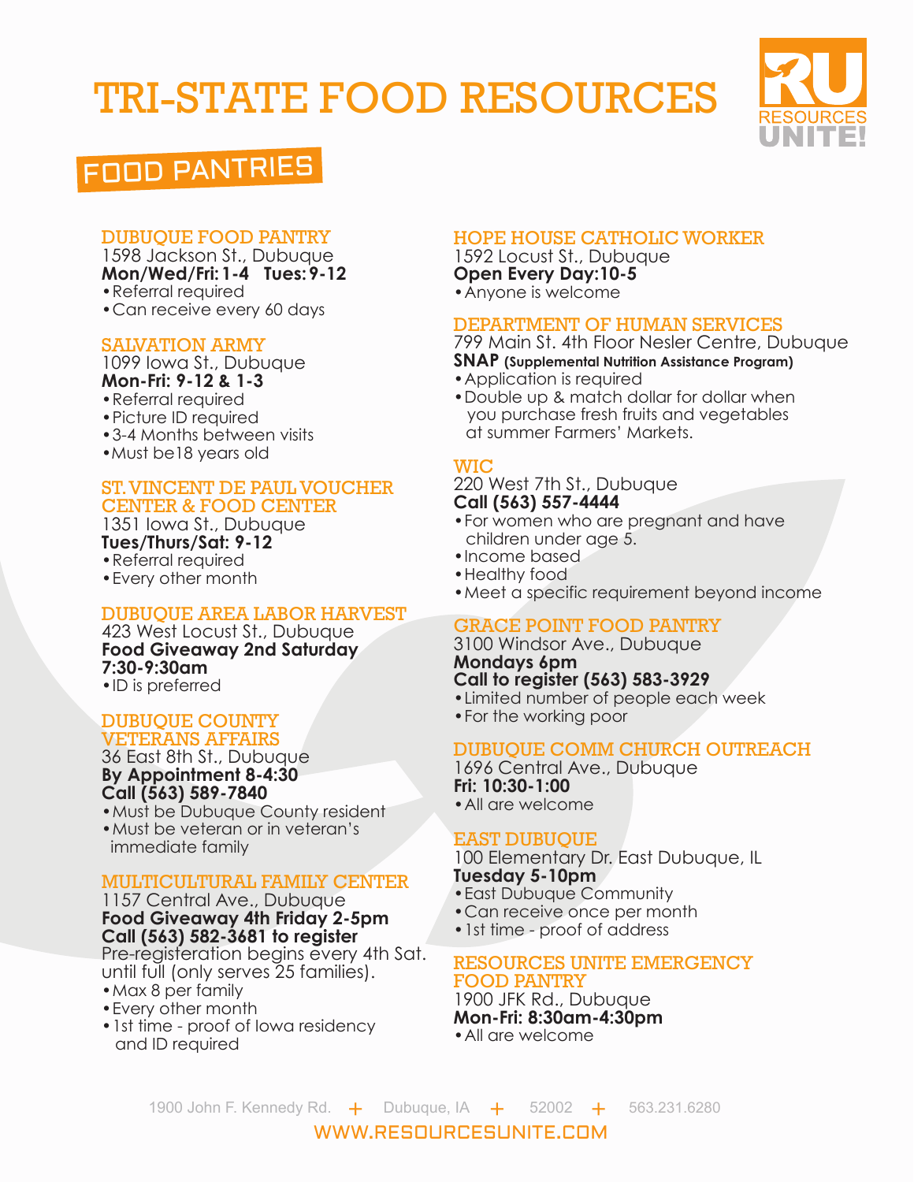# TRI-STATE FOOD RESOURCES

## FOOD PANTRIES

### DUBUQUE FOOD PANTRY
1598 Jackson St., Dubuque
**Mon/Wed/Fri: 1-4 Tues: 9-12**
- Referral required
- Can receive every 60 days

### SALVATION ARMY
1099 Iowa St., Dubuque
**Mon-Fri: 9-12 & 1-3**
- Referral required
- Picture ID required
- 3-4 Months between visits
- Must be18 years old

### ST. VINCENT DE PAUL VOUCHER CENTER & FOOD CENTER
1351 Iowa St., Dubuque
**Tues/Thurs/Sat: 9-12**
- Referral required
- Every other month

### DUBUQUE AREA LABOR HARVEST
423 West Locust St., Dubuque
**Food Giveaway 2nd Saturday 7:30-9:30am**
- ID is preferred

### DUBUQUE COUNTY VETERANS AFFAIRS
36 East 8th St., Dubuque
**By Appointment 8-4:30**
**Call (563) 589-7840**
- Must be Dubuque County resident
- Must be veteran or in veteran's immediate family

### MULTICULTURAL FAMILY CENTER
1157 Central Ave., Dubuque
**Food Giveaway 4th Friday 2-5pm**
**Call (563) 582-3681 to register**
Pre-registeration begins every 4th Sat. until full (only serves 25 families).
- Max 8 per family
- Every other month
- 1st time - proof of Iowa residency and ID required

### HOPE HOUSE CATHOLIC WORKER
1592 Locust St., Dubuque
**Open Every Day:10-5**
- Anyone is welcome

### DEPARTMENT OF HUMAN SERVICES
799 Main St. 4th Floor Nesler Centre, Dubuque
**SNAP (Supplemental Nutrition Assistance Program)**
- Application is required
- Double up & match dollar for dollar when you purchase fresh fruits and vegetables at summer Farmers' Markets.

### WIC
220 West 7th St., Dubuque
**Call (563) 557-4444**
- For women who are pregnant and have children under age 5.
- Income based
- Healthy food
- Meet a specific requirement beyond income

### GRACE POINT FOOD PANTRY
3100 Windsor Ave., Dubuque
**Mondays 6pm**
**Call to register (563) 583-3929**
- Limited number of people each week
- For the working poor

### DUBUQUE COMM CHURCH OUTREACH
1696 Central Ave., Dubuque
**Fri: 10:30-1:00**
- All are welcome

### EAST DUBUQUE
100 Elementary Dr. East Dubuque, IL
**Tuesday 5-10pm**
- East Dubuque Community
- Can receive once per month
- 1st time - proof of address

### RESOURCES UNITE EMERGENCY FOOD PANTRY
1900 JFK Rd., Dubuque
**Mon-Fri: 8:30am-4:30pm**
- All are welcome

1900 John F. Kennedy Rd. + Dubuque, IA + 52002 + 563.231.6280
WWW.RESOURCESUNITE.COM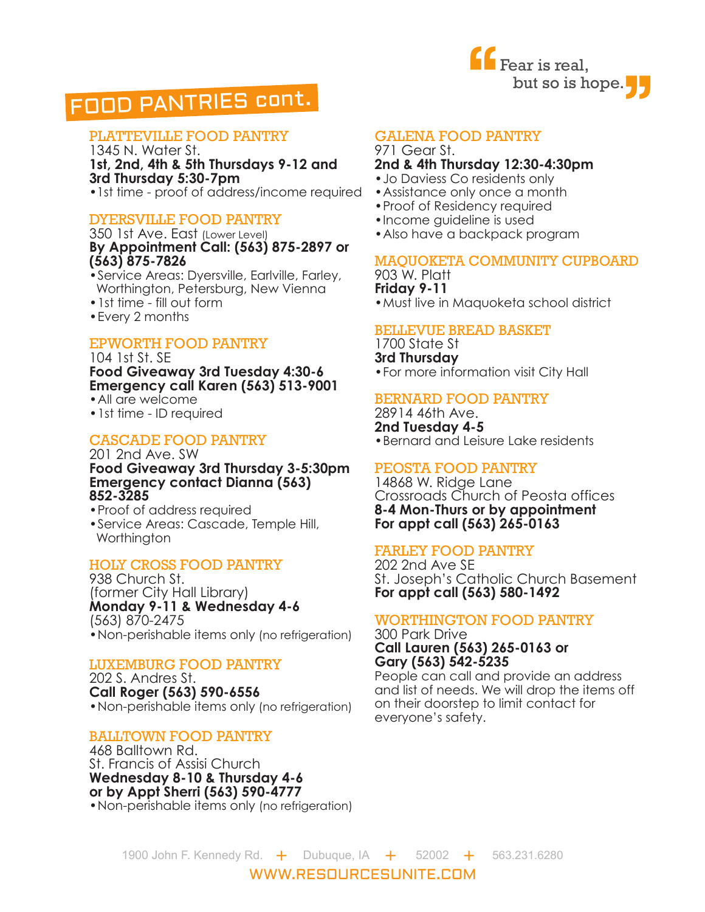> Fear is real, but so is hope.

# FOOD PANTRIES cont.

## PLATTEVILLE FOOD PANTRY

1345 N. Water St.
**1st, 2nd, 4th & 5th Thursdays 9-12 and 3rd Thursday 5:30-7pm**

- 1st time - proof of address/income required

## DYERSVILLE FOOD PANTRY

350 1st Ave. East (Lower Level)
**By Appointment Call: (563) 875-2897 or (563) 875-7826**

- Service Areas: Dyersville, Earlville, Farley, Worthington, Petersburg, New Vienna
- 1st time - fill out form
- Every 2 months

## EPWORTH FOOD PANTRY

104 1st St. SE
**Food Giveaway 3rd Tuesday 4:30-6**
**Emergency call Karen (563) 513-9001**

- All are welcome
- 1st time - ID required

## CASCADE FOOD PANTRY

201 2nd Ave. SW
**Food Giveaway 3rd Thursday 3-5:30pm**
**Emergency contact Dianna (563) 852-3285**

- Proof of address required
- Service Areas: Cascade, Temple Hill, Worthington

## HOLY CROSS FOOD PANTRY

938 Church St.
(former City Hall Library)
**Monday 9-11 & Wednesday 4-6**
(563) 870-2475

- Non-perishable items only (no refrigeration)

## LUXEMBURG FOOD PANTRY

202 S. Andres St.
**Call Roger (563) 590-6556**

- Non-perishable items only (no refrigeration)

## BALLTOWN FOOD PANTRY

468 Balltown Rd.
St. Francis of Assisi Church
**Wednesday 8-10 & Thursday 4-6 or by Appt Sherri (563) 590-4777**

- Non-perishable items only (no refrigeration)

## GALENA FOOD PANTRY

971 Gear St.
**2nd & 4th Thursday 12:30-4:30pm**

- Jo Daviess Co residents only
- Assistance only once a month
- Proof of Residency required
- Income guideline is used
- Also have a backpack program

## MAQUOKETA COMMUNITY CUPBOARD

903 W. Platt
**Friday 9-11**

- Must live in Maquoketa school district

## BELLEVUE BREAD BASKET

1700 State St
**3rd Thursday**

- For more information visit City Hall

## BERNARD FOOD PANTRY

28914 46th Ave.
**2nd Tuesday 4-5**

- Bernard and Leisure Lake residents

## PEOSTA FOOD PANTRY

14868 W. Ridge Lane
Crossroads Church of Peosta offices
**8-4 Mon-Thurs or by appointment**
**For appt call (563) 265-0163**

## FARLEY FOOD PANTRY

202 2nd Ave SE
St. Joseph's Catholic Church Basement
**For appt call (563) 580-1492**

## WORTHINGTON FOOD PANTRY

300 Park Drive
**Call Lauren (563) 265-0163 or Gary (563) 542-5235**

People can call and provide an address and list of needs. We will drop the items off on their doorstep to limit contact for everyone's safety.

1900 John F. Kennedy Rd. + Dubuque, IA + 52002 + 563.231.6280
WWW.RESOURCESUNITE.COM